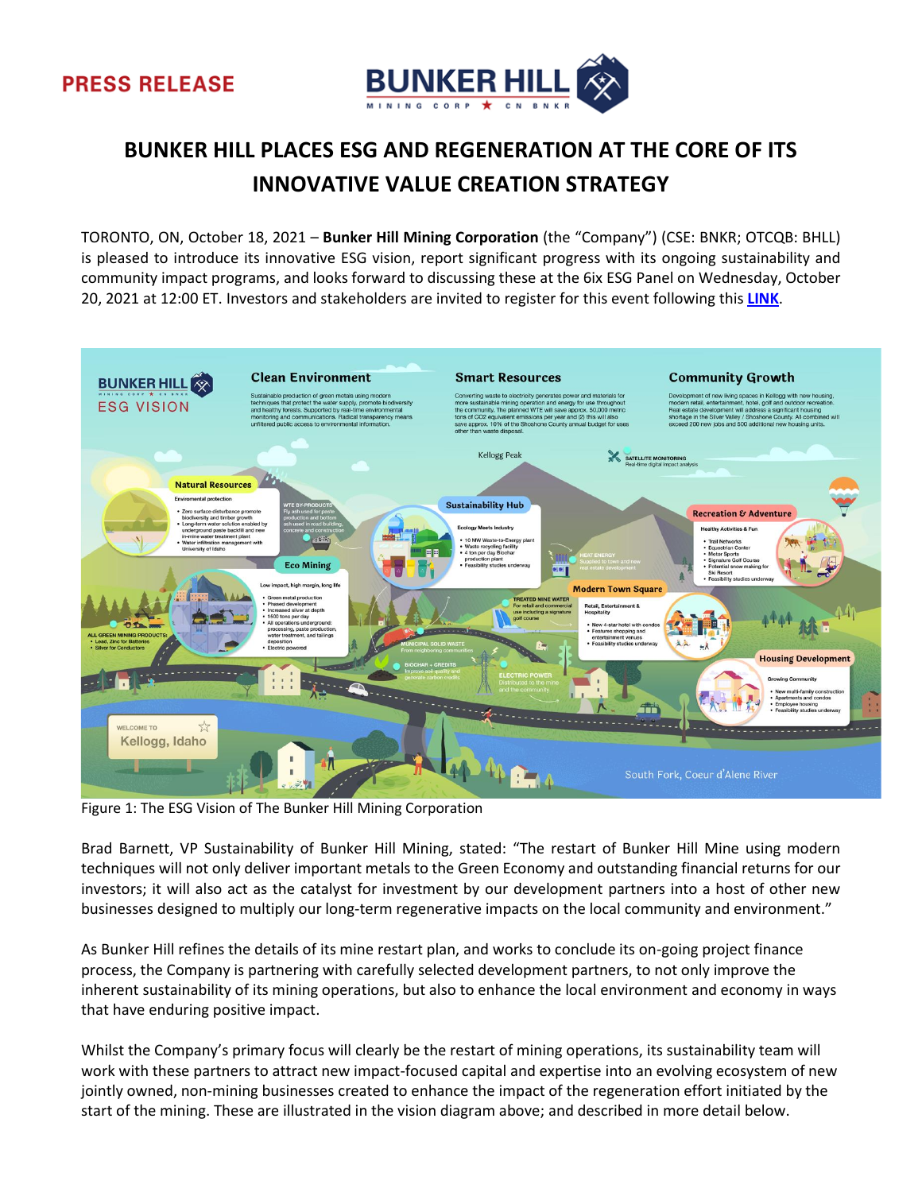PRESS RELEASE

# BUNKER HILL PLACES ESG AND REGENERATION AT THE CORE OF ITS INNOVATIVE VALUE CREATION STRATEGY

TORONTO, ON, October 18, 2021 – **Bunker Hill Mining Corporation** (the "Company") (CSE: BNKR; OTCQB: BHLL) is pleased to introduce its innovative ESG vision, report significant progress with its ongoing sustainability and community impact programs, and looks forward to discussing these at the 6ix ESG Panel on Wednesday, October 20, 2021 at 12:00 ET. Investors and stakeholders are invited to register for this event following this **LINK**.

Figure 1: The ESG Vision of The Bunker Hill Mining Corporation

Brad Barnett, VP Sustainability of Bunker Hill Mining, stated: "The restart of Bunker Hill Mine using modern techniques will not only deliver important metals to the Green Economy and outstanding financial returns for our investors; it will also act as the catalyst for investment by our development partners into a host of other new businesses designed to multiply our long-term regenerative impacts on the local community and environment."

As Bunker Hill refines the details of its mine restart plan, and works to conclude its on-going project finance process, the Company is partnering with carefully selected development partners, to not only improve the inherent sustainability of its mining operations, but also to enhance the local environment and economy in ways that have enduring positive impact.

Whilst the Company's primary focus will clearly be the restart of mining operations, its sustainability team will work with these partners to attract new impact-focused capital and expertise into an evolving ecosystem of new jointly owned, non-mining businesses created to enhance the impact of the regeneration effort initiated by the start of the mining. These are illustrated in the vision diagram above; and described in more detail below.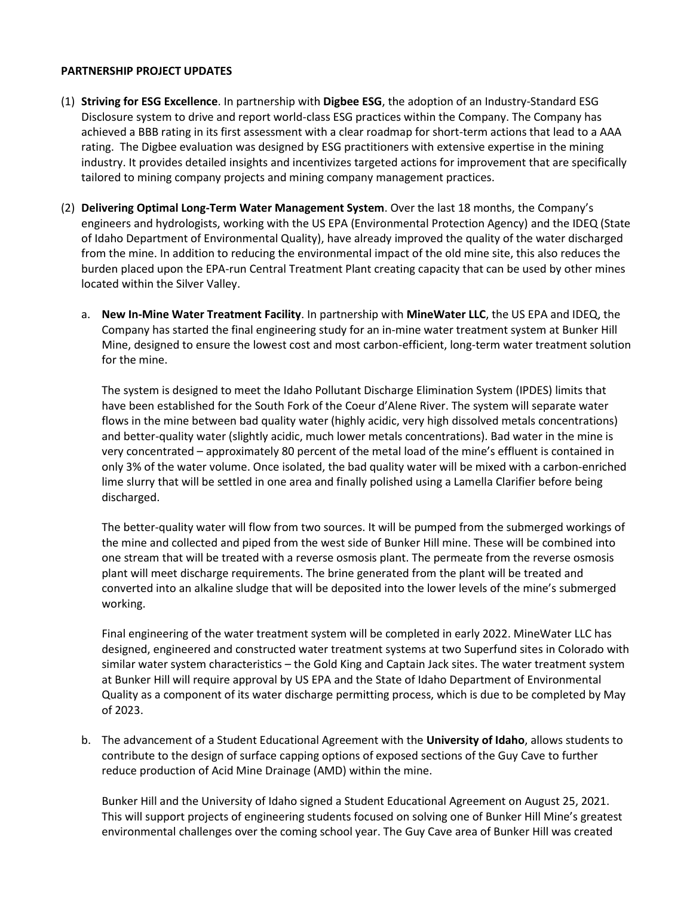**PARTNERSHIP PROJECT UPDATES**

(1) **Striving for ESG Excellence**. In partnership with **Digbee ESG**, the adoption of an Industry-Standard ESG Disclosure system to drive and report world-class ESG practices within the Company. The Company has achieved a BBB rating in its first assessment with a clear roadmap for short-term actions that lead to a AAA rating. The Digbee evaluation was designed by ESG practitioners with extensive expertise in the mining industry. It provides detailed insights and incentivizes targeted actions for improvement that are specifically tailored to mining company projects and mining company management practices.

(2) **Delivering Optimal Long-Term Water Management System**. Over the last 18 months, the Company's engineers and hydrologists, working with the US EPA (Environmental Protection Agency) and the IDEQ (State of Idaho Department of Environmental Quality), have already improved the quality of the water discharged from the mine. In addition to reducing the environmental impact of the old mine site, this also reduces the burden placed upon the EPA-run Central Treatment Plant creating capacity that can be used by other mines located within the Silver Valley.

   a. **New In-Mine Water Treatment Facility**. In partnership with **MineWater LLC**, the US EPA and IDEQ, the Company has started the final engineering study for an in-mine water treatment system at Bunker Hill Mine, designed to ensure the lowest cost and most carbon-efficient, long-term water treatment solution for the mine.

      The system is designed to meet the Idaho Pollutant Discharge Elimination System (IPDES) limits that have been established for the South Fork of the Coeur d'Alene River. The system will separate water flows in the mine between bad quality water (highly acidic, very high dissolved metals concentrations) and better-quality water (slightly acidic, much lower metals concentrations). Bad water in the mine is very concentrated – approximately 80 percent of the metal load of the mine's effluent is contained in only 3% of the water volume. Once isolated, the bad quality water will be mixed with a carbon-enriched lime slurry that will be settled in one area and finally polished using a Lamella Clarifier before being discharged.

      The better-quality water will flow from two sources. It will be pumped from the submerged workings of the mine and collected and piped from the west side of Bunker Hill mine. These will be combined into one stream that will be treated with a reverse osmosis plant. The permeate from the reverse osmosis plant will meet discharge requirements. The brine generated from the plant will be treated and converted into an alkaline sludge that will be deposited into the lower levels of the mine's submerged working.

      Final engineering of the water treatment system will be completed in early 2022. MineWater LLC has designed, engineered and constructed water treatment systems at two Superfund sites in Colorado with similar water system characteristics – the Gold King and Captain Jack sites. The water treatment system at Bunker Hill will require approval by US EPA and the State of Idaho Department of Environmental Quality as a component of its water discharge permitting process, which is due to be completed by May of 2023.

   b. The advancement of a Student Educational Agreement with the **University of Idaho**, allows students to contribute to the design of surface capping options of exposed sections of the Guy Cave to further reduce production of Acid Mine Drainage (AMD) within the mine.

      Bunker Hill and the University of Idaho signed a Student Educational Agreement on August 25, 2021. This will support projects of engineering students focused on solving one of Bunker Hill Mine's greatest environmental challenges over the coming school year. The Guy Cave area of Bunker Hill was created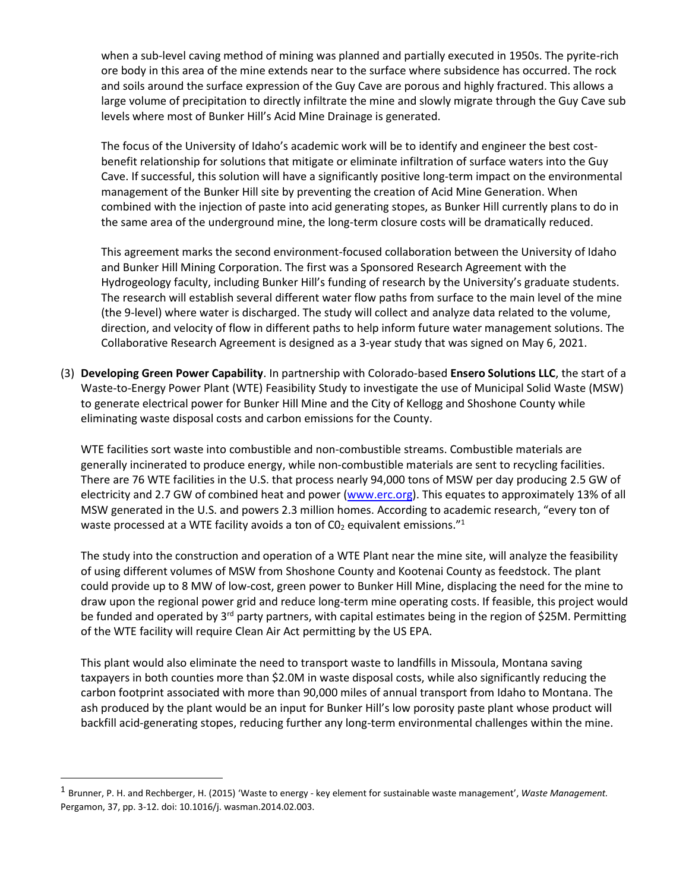when a sub-level caving method of mining was planned and partially executed in 1950s. The pyrite-rich ore body in this area of the mine extends near to the surface where subsidence has occurred. The rock and soils around the surface expression of the Guy Cave are porous and highly fractured. This allows a large volume of precipitation to directly infiltrate the mine and slowly migrate through the Guy Cave sub levels where most of Bunker Hill's Acid Mine Drainage is generated.

The focus of the University of Idaho's academic work will be to identify and engineer the best cost-benefit relationship for solutions that mitigate or eliminate infiltration of surface waters into the Guy Cave. If successful, this solution will have a significantly positive long-term impact on the environmental management of the Bunker Hill site by preventing the creation of Acid Mine Generation. When combined with the injection of paste into acid generating stopes, as Bunker Hill currently plans to do in the same area of the underground mine, the long-term closure costs will be dramatically reduced.

This agreement marks the second environment-focused collaboration between the University of Idaho and Bunker Hill Mining Corporation. The first was a Sponsored Research Agreement with the Hydrogeology faculty, including Bunker Hill's funding of research by the University's graduate students. The research will establish several different water flow paths from surface to the main level of the mine (the 9-level) where water is discharged. The study will collect and analyze data related to the volume, direction, and velocity of flow in different paths to help inform future water management solutions. The Collaborative Research Agreement is designed as a 3-year study that was signed on May 6, 2021.

(3) **Developing Green Power Capability**. In partnership with Colorado-based **Ensero Solutions LLC**, the start of a Waste-to-Energy Power Plant (WTE) Feasibility Study to investigate the use of Municipal Solid Waste (MSW) to generate electrical power for Bunker Hill Mine and the City of Kellogg and Shoshone County while eliminating waste disposal costs and carbon emissions for the County.

WTE facilities sort waste into combustible and non-combustible streams. Combustible materials are generally incinerated to produce energy, while non-combustible materials are sent to recycling facilities. There are 76 WTE facilities in the U.S. that process nearly 94,000 tons of MSW per day producing 2.5 GW of electricity and 2.7 GW of combined heat and power (www.erc.org). This equates to approximately 13% of all MSW generated in the U.S. and powers 2.3 million homes. According to academic research, "every ton of waste processed at a WTE facility avoids a ton of $C0_2$ equivalent emissions."[1]

The study into the construction and operation of a WTE Plant near the mine site, will analyze the feasibility of using different volumes of MSW from Shoshone County and Kootenai County as feedstock. The plant could provide up to 8 MW of low-cost, green power to Bunker Hill Mine, displacing the need for the mine to draw upon the regional power grid and reduce long-term mine operating costs. If feasible, this project would be funded and operated by 3rd party partners, with capital estimates being in the region of $25M. Permitting of the WTE facility will require Clean Air Act permitting by the US EPA.

This plant would also eliminate the need to transport waste to landfills in Missoula, Montana saving taxpayers in both counties more than $2.0M in waste disposal costs, while also significantly reducing the carbon footprint associated with more than 90,000 miles of annual transport from Idaho to Montana. The ash produced by the plant would be an input for Bunker Hill's low porosity paste plant whose product will backfill acid-generating stopes, reducing further any long-term environmental challenges within the mine.

---

[1] Brunner, P. H. and Rechberger, H. (2015) 'Waste to energy - key element for sustainable waste management', *Waste Management.* Pergamon, 37, pp. 3-12. doi: 10.1016/j. wasman.2014.02.003.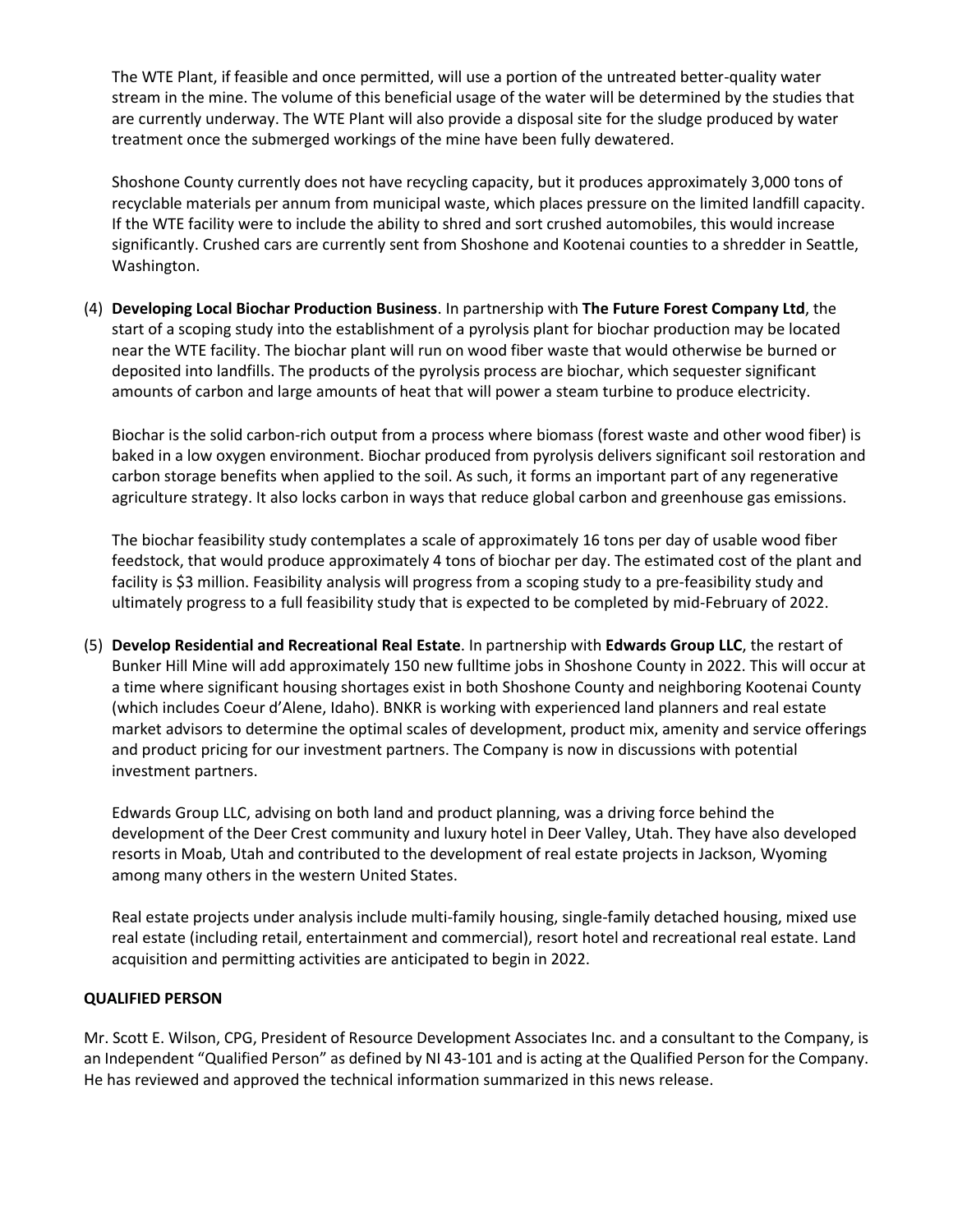The WTE Plant, if feasible and once permitted, will use a portion of the untreated better-quality water stream in the mine. The volume of this beneficial usage of the water will be determined by the studies that are currently underway. The WTE Plant will also provide a disposal site for the sludge produced by water treatment once the submerged workings of the mine have been fully dewatered.

Shoshone County currently does not have recycling capacity, but it produces approximately 3,000 tons of recyclable materials per annum from municipal waste, which places pressure on the limited landfill capacity. If the WTE facility were to include the ability to shred and sort crushed automobiles, this would increase significantly. Crushed cars are currently sent from Shoshone and Kootenai counties to a shredder in Seattle, Washington.

(4) **Developing Local Biochar Production Business**. In partnership with **The Future Forest Company Ltd**, the start of a scoping study into the establishment of a pyrolysis plant for biochar production may be located near the WTE facility. The biochar plant will run on wood fiber waste that would otherwise be burned or deposited into landfills. The products of the pyrolysis process are biochar, which sequester significant amounts of carbon and large amounts of heat that will power a steam turbine to produce electricity.

Biochar is the solid carbon-rich output from a process where biomass (forest waste and other wood fiber) is baked in a low oxygen environment. Biochar produced from pyrolysis delivers significant soil restoration and carbon storage benefits when applied to the soil. As such, it forms an important part of any regenerative agriculture strategy. It also locks carbon in ways that reduce global carbon and greenhouse gas emissions.

The biochar feasibility study contemplates a scale of approximately 16 tons per day of usable wood fiber feedstock, that would produce approximately 4 tons of biochar per day. The estimated cost of the plant and facility is $3 million. Feasibility analysis will progress from a scoping study to a pre-feasibility study and ultimately progress to a full feasibility study that is expected to be completed by mid-February of 2022.

(5) **Develop Residential and Recreational Real Estate**. In partnership with **Edwards Group LLC**, the restart of Bunker Hill Mine will add approximately 150 new fulltime jobs in Shoshone County in 2022. This will occur at a time where significant housing shortages exist in both Shoshone County and neighboring Kootenai County (which includes Coeur d'Alene, Idaho). BNKR is working with experienced land planners and real estate market advisors to determine the optimal scales of development, product mix, amenity and service offerings and product pricing for our investment partners. The Company is now in discussions with potential investment partners.

Edwards Group LLC, advising on both land and product planning, was a driving force behind the development of the Deer Crest community and luxury hotel in Deer Valley, Utah. They have also developed resorts in Moab, Utah and contributed to the development of real estate projects in Jackson, Wyoming among many others in the western United States.

Real estate projects under analysis include multi-family housing, single-family detached housing, mixed use real estate (including retail, entertainment and commercial), resort hotel and recreational real estate. Land acquisition and permitting activities are anticipated to begin in 2022.

**QUALIFIED PERSON**

Mr. Scott E. Wilson, CPG, President of Resource Development Associates Inc. and a consultant to the Company, is an Independent "Qualified Person" as defined by NI 43-101 and is acting at the Qualified Person for the Company. He has reviewed and approved the technical information summarized in this news release.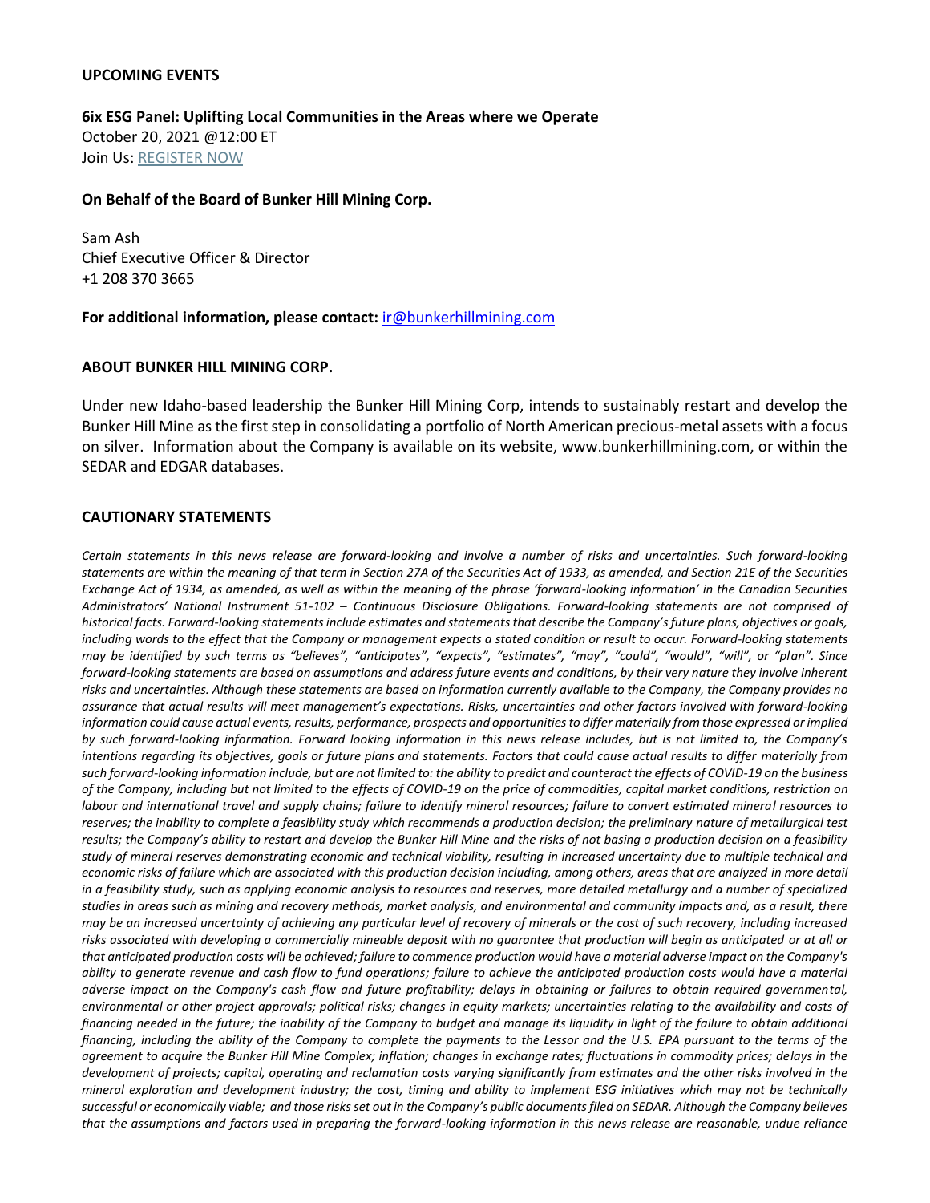**UPCOMING EVENTS**

**6ix ESG Panel: Uplifting Local Communities in the Areas where we Operate**
October 20, 2021 @12:00 ET
Join Us: REGISTER NOW

**On Behalf of the Board of Bunker Hill Mining Corp.**

Sam Ash
Chief Executive Officer & Director
+1 208 370 3665

**For additional information, please contact:** ir@bunkerhillmining.com

**ABOUT BUNKER HILL MINING CORP.**

Under new Idaho-based leadership the Bunker Hill Mining Corp, intends to sustainably restart and develop the Bunker Hill Mine as the first step in consolidating a portfolio of North American precious-metal assets with a focus on silver. Information about the Company is available on its website, www.bunkerhillmining.com, or within the SEDAR and EDGAR databases.

**CAUTIONARY STATEMENTS**

*Certain statements in this news release are forward-looking and involve a number of risks and uncertainties. Such forward-looking statements are within the meaning of that term in Section 27A of the Securities Act of 1933, as amended, and Section 21E of the Securities Exchange Act of 1934, as amended, as well as within the meaning of the phrase 'forward-looking information' in the Canadian Securities Administrators' National Instrument 51-102 – Continuous Disclosure Obligations. Forward-looking statements are not comprised of historical facts. Forward-looking statements include estimates and statements that describe the Company's future plans, objectives or goals, including words to the effect that the Company or management expects a stated condition or result to occur. Forward-looking statements may be identified by such terms as "believes", "anticipates", "expects", "estimates", "may", "could", "would", "will", or "plan". Since forward-looking statements are based on assumptions and address future events and conditions, by their very nature they involve inherent risks and uncertainties. Although these statements are based on information currently available to the Company, the Company provides no assurance that actual results will meet management's expectations. Risks, uncertainties and other factors involved with forward-looking information could cause actual events, results, performance, prospects and opportunities to differ materially from those expressed or implied by such forward-looking information. Forward looking information in this news release includes, but is not limited to, the Company's intentions regarding its objectives, goals or future plans and statements. Factors that could cause actual results to differ materially from such forward-looking information include, but are not limited to: the ability to predict and counteract the effects of COVID-19 on the business of the Company, including but not limited to the effects of COVID-19 on the price of commodities, capital market conditions, restriction on labour and international travel and supply chains; failure to identify mineral resources; failure to convert estimated mineral resources to reserves; the inability to complete a feasibility study which recommends a production decision; the preliminary nature of metallurgical test results; the Company's ability to restart and develop the Bunker Hill Mine and the risks of not basing a production decision on a feasibility study of mineral reserves demonstrating economic and technical viability, resulting in increased uncertainty due to multiple technical and economic risks of failure which are associated with this production decision including, among others, areas that are analyzed in more detail in a feasibility study, such as applying economic analysis to resources and reserves, more detailed metallurgy and a number of specialized studies in areas such as mining and recovery methods, market analysis, and environmental and community impacts and, as a result, there may be an increased uncertainty of achieving any particular level of recovery of minerals or the cost of such recovery, including increased risks associated with developing a commercially mineable deposit with no guarantee that production will begin as anticipated or at all or that anticipated production costs will be achieved; failure to commence production would have a material adverse impact on the Company's ability to generate revenue and cash flow to fund operations; failure to achieve the anticipated production costs would have a material adverse impact on the Company's cash flow and future profitability; delays in obtaining or failures to obtain required governmental, environmental or other project approvals; political risks; changes in equity markets; uncertainties relating to the availability and costs of financing needed in the future; the inability of the Company to budget and manage its liquidity in light of the failure to obtain additional financing, including the ability of the Company to complete the payments to the Lessor and the U.S. EPA pursuant to the terms of the agreement to acquire the Bunker Hill Mine Complex; inflation; changes in exchange rates; fluctuations in commodity prices; delays in the development of projects; capital, operating and reclamation costs varying significantly from estimates and the other risks involved in the mineral exploration and development industry; the cost, timing and ability to implement ESG initiatives which may not be technically successful or economically viable; and those risks set out in the Company's public documents filed on SEDAR. Although the Company believes that the assumptions and factors used in preparing the forward-looking information in this news release are reasonable, undue reliance*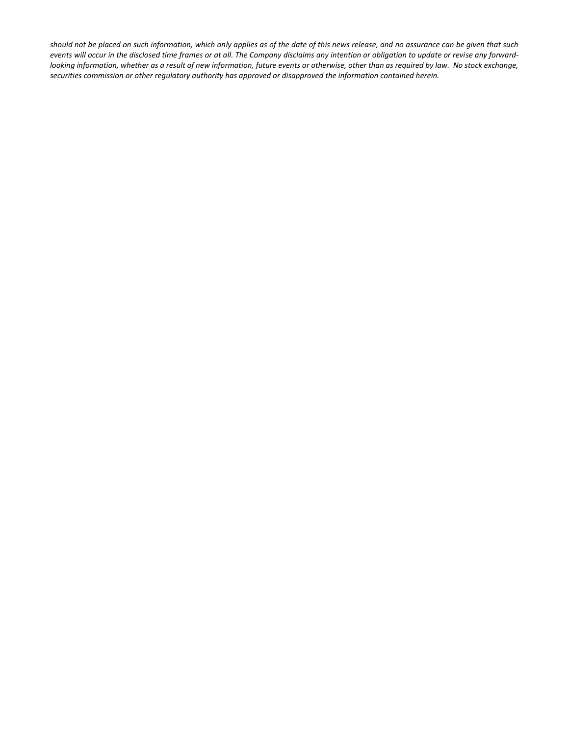*should not be placed on such information, which only applies as of the date of this news release, and no assurance can be given that such events will occur in the disclosed time frames or at all. The Company disclaims any intention or obligation to update or revise any forward-looking information, whether as a result of new information, future events or otherwise, other than as required by law. No stock exchange, securities commission or other regulatory authority has approved or disapproved the information contained herein.*